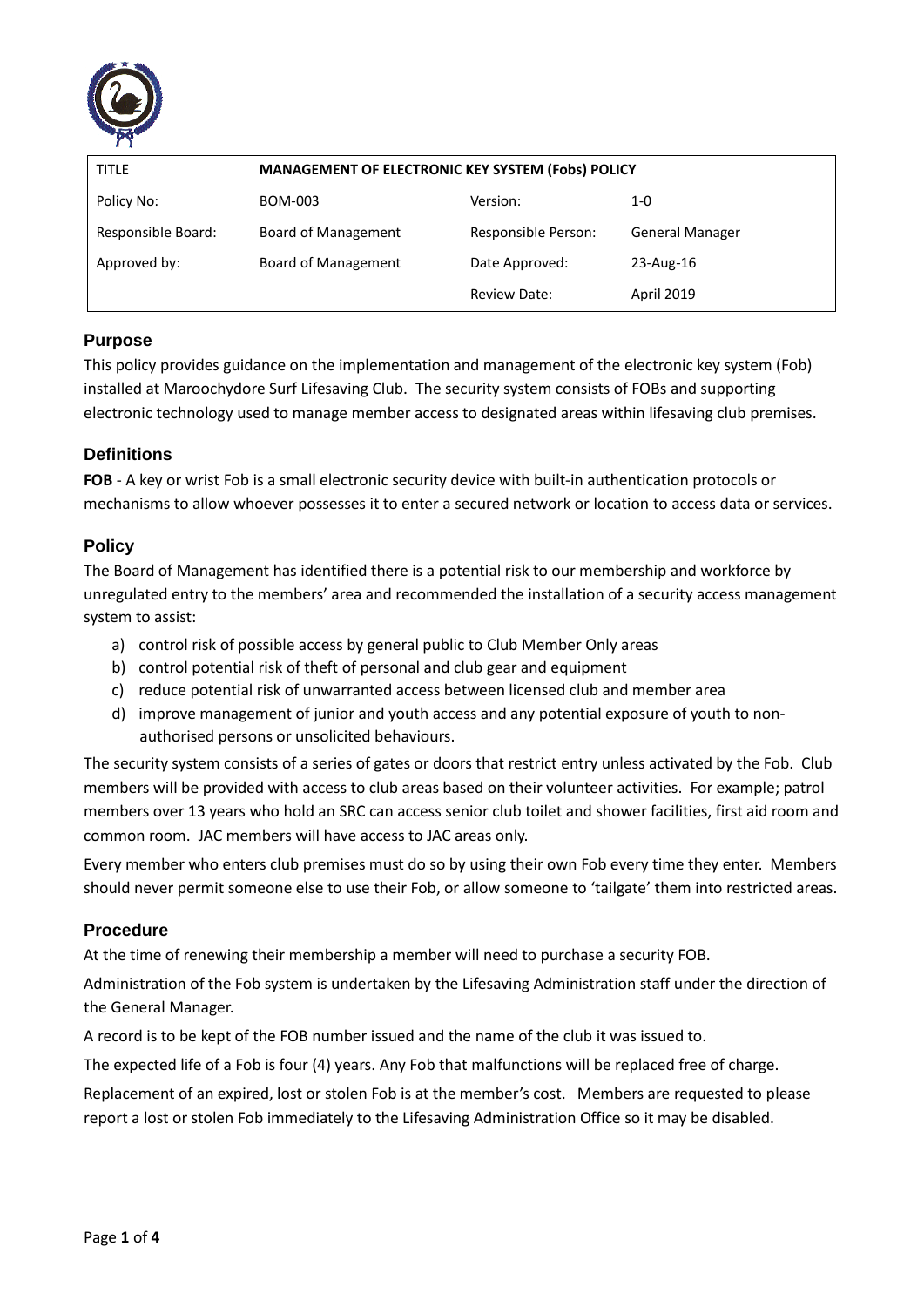| TITLE | MANAGEMENT OF ELECTRONIC KEY SYSTEM (Fobs) POLICY | | |
|---|---|---|---|
| Policy No: | BOM-003 | Version: | 1-0 |
| Responsible Board: | Board of Management | Responsible Person: | General Manager |
| Approved by: | Board of Management | Date Approved: | 23-Aug-16 |
| | | Review Date: | April 2019 |

## Purpose

This policy provides guidance on the implementation and management of the electronic key system (Fob) installed at Maroochydore Surf Lifesaving Club. The security system consists of FOBs and supporting electronic technology used to manage member access to designated areas within lifesaving club premises.

## Definitions

**FOB** - A key or wrist Fob is a small electronic security device with built-in authentication protocols or mechanisms to allow whoever possesses it to enter a secured network or location to access data or services.

## Policy

The Board of Management has identified there is a potential risk to our membership and workforce by unregulated entry to the members' area and recommended the installation of a security access management system to assist:

a) control risk of possible access by general public to Club Member Only areas
b) control potential risk of theft of personal and club gear and equipment
c) reduce potential risk of unwarranted access between licensed club and member area
d) improve management of junior and youth access and any potential exposure of youth to non-authorised persons or unsolicited behaviours.

The security system consists of a series of gates or doors that restrict entry unless activated by the Fob. Club members will be provided with access to club areas based on their volunteer activities. For example; patrol members over 13 years who hold an SRC can access senior club toilet and shower facilities, first aid room and common room. JAC members will have access to JAC areas only.

Every member who enters club premises must do so by using their own Fob every time they enter. Members should never permit someone else to use their Fob, or allow someone to 'tailgate' them into restricted areas.

## Procedure

At the time of renewing their membership a member will need to purchase a security FOB.

Administration of the Fob system is undertaken by the Lifesaving Administration staff under the direction of the General Manager.

A record is to be kept of the FOB number issued and the name of the club it was issued to.

The expected life of a Fob is four (4) years. Any Fob that malfunctions will be replaced free of charge.

Replacement of an expired, lost or stolen Fob is at the member's cost. Members are requested to please report a lost or stolen Fob immediately to the Lifesaving Administration Office so it may be disabled.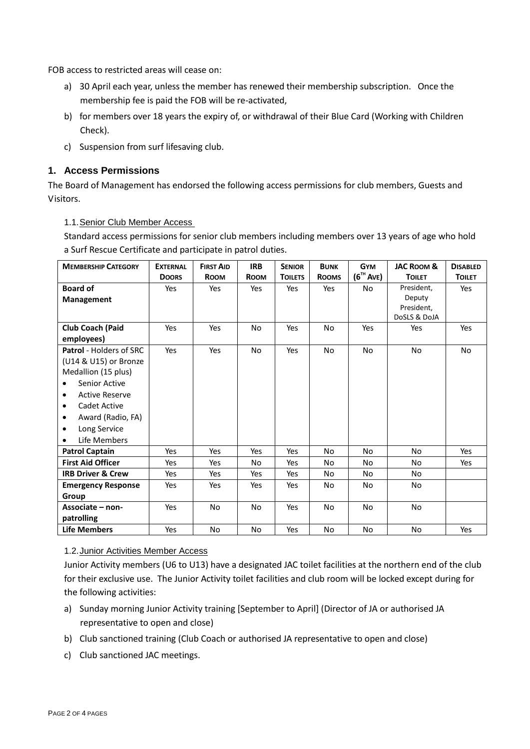FOB access to restricted areas will cease on:

a) 30 April each year, unless the member has renewed their membership subscription. Once the membership fee is paid the FOB will be re-activated,
b) for members over 18 years the expiry of, or withdrawal of their Blue Card (Working with Children Check).
c) Suspension from surf lifesaving club.

## 1. Access Permissions

The Board of Management has endorsed the following access permissions for club members, Guests and Visitors.

### 1.1. Senior Club Member Access

Standard access permissions for senior club members including members over 13 years of age who hold a Surf Rescue Certificate and participate in patrol duties.

| MEMBERSHIP CATEGORY | EXTERNAL DOORS | FIRST AID ROOM | IRB ROOM | SENIOR TOILETS | BUNK ROOMS | GYM (6TH AVE) | JAC ROOM & TOILET | DISABLED TOILET |
|---|---|---|---|---|---|---|---|---|
| **Board of Management** | Yes | Yes | Yes | Yes | Yes | No | President, Deputy President, DoSLS & DoJA | Yes |
| **Club Coach (Paid employees)** | Yes | Yes | No | Yes | No | Yes | Yes | Yes |
| **Patrol** - Holders of SRC (U14 & U15) or Bronze Medallion (15 plus)<br>• Senior Active<br>• Active Reserve<br>• Cadet Active<br>• Award (Radio, FA)<br>• Long Service<br>• Life Members | Yes | Yes | No | Yes | No | No | No | No |
| **Patrol Captain** | Yes | Yes | Yes | Yes | No | No | No | Yes |
| **First Aid Officer** | Yes | Yes | No | Yes | No | No | No | Yes |
| **IRB Driver & Crew** | Yes | Yes | Yes | Yes | No | No | No | |
| **Emergency Response Group** | Yes | Yes | Yes | Yes | No | No | No | |
| **Associate – non-patrolling** | Yes | No | No | Yes | No | No | No | |
| **Life Members** | Yes | No | No | Yes | No | No | No | Yes |

### 1.2. Junior Activities Member Access

Junior Activity members (U6 to U13) have a designated JAC toilet facilities at the northern end of the club for their exclusive use. The Junior Activity toilet facilities and club room will be locked except during for the following activities:

a) Sunday morning Junior Activity training [September to April] (Director of JA or authorised JA representative to open and close)
b) Club sanctioned training (Club Coach or authorised JA representative to open and close)
c) Club sanctioned JAC meetings.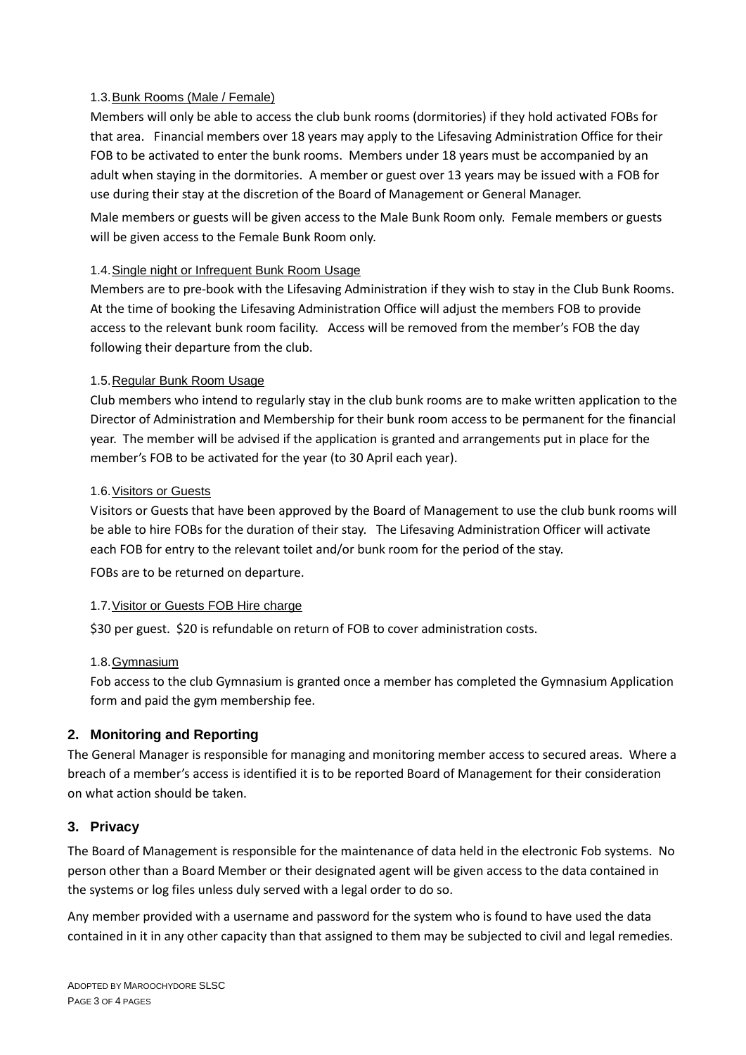### 1.3. Bunk Rooms (Male / Female)

Members will only be able to access the club bunk rooms (dormitories) if they hold activated FOBs for that area. Financial members over 18 years may apply to the Lifesaving Administration Office for their FOB to be activated to enter the bunk rooms. Members under 18 years must be accompanied by an adult when staying in the dormitories. A member or guest over 13 years may be issued with a FOB for use during their stay at the discretion of the Board of Management or General Manager.

Male members or guests will be given access to the Male Bunk Room only. Female members or guests will be given access to the Female Bunk Room only.

### 1.4. Single night or Infrequent Bunk Room Usage

Members are to pre-book with the Lifesaving Administration if they wish to stay in the Club Bunk Rooms. At the time of booking the Lifesaving Administration Office will adjust the members FOB to provide access to the relevant bunk room facility. Access will be removed from the member's FOB the day following their departure from the club.

### 1.5. Regular Bunk Room Usage

Club members who intend to regularly stay in the club bunk rooms are to make written application to the Director of Administration and Membership for their bunk room access to be permanent for the financial year. The member will be advised if the application is granted and arrangements put in place for the member's FOB to be activated for the year (to 30 April each year).

### 1.6. Visitors or Guests

Visitors or Guests that have been approved by the Board of Management to use the club bunk rooms will be able to hire FOBs for the duration of their stay. The Lifesaving Administration Officer will activate each FOB for entry to the relevant toilet and/or bunk room for the period of the stay.

FOBs are to be returned on departure.

### 1.7. Visitor or Guests FOB Hire charge

$30 per guest. $20 is refundable on return of FOB to cover administration costs.

### 1.8. Gymnasium

Fob access to the club Gymnasium is granted once a member has completed the Gymnasium Application form and paid the gym membership fee.

## 2. Monitoring and Reporting

The General Manager is responsible for managing and monitoring member access to secured areas. Where a breach of a member's access is identified it is to be reported Board of Management for their consideration on what action should be taken.

## 3. Privacy

The Board of Management is responsible for the maintenance of data held in the electronic Fob systems. No person other than a Board Member or their designated agent will be given access to the data contained in the systems or log files unless duly served with a legal order to do so.

Any member provided with a username and password for the system who is found to have used the data contained in it in any other capacity than that assigned to them may be subjected to civil and legal remedies.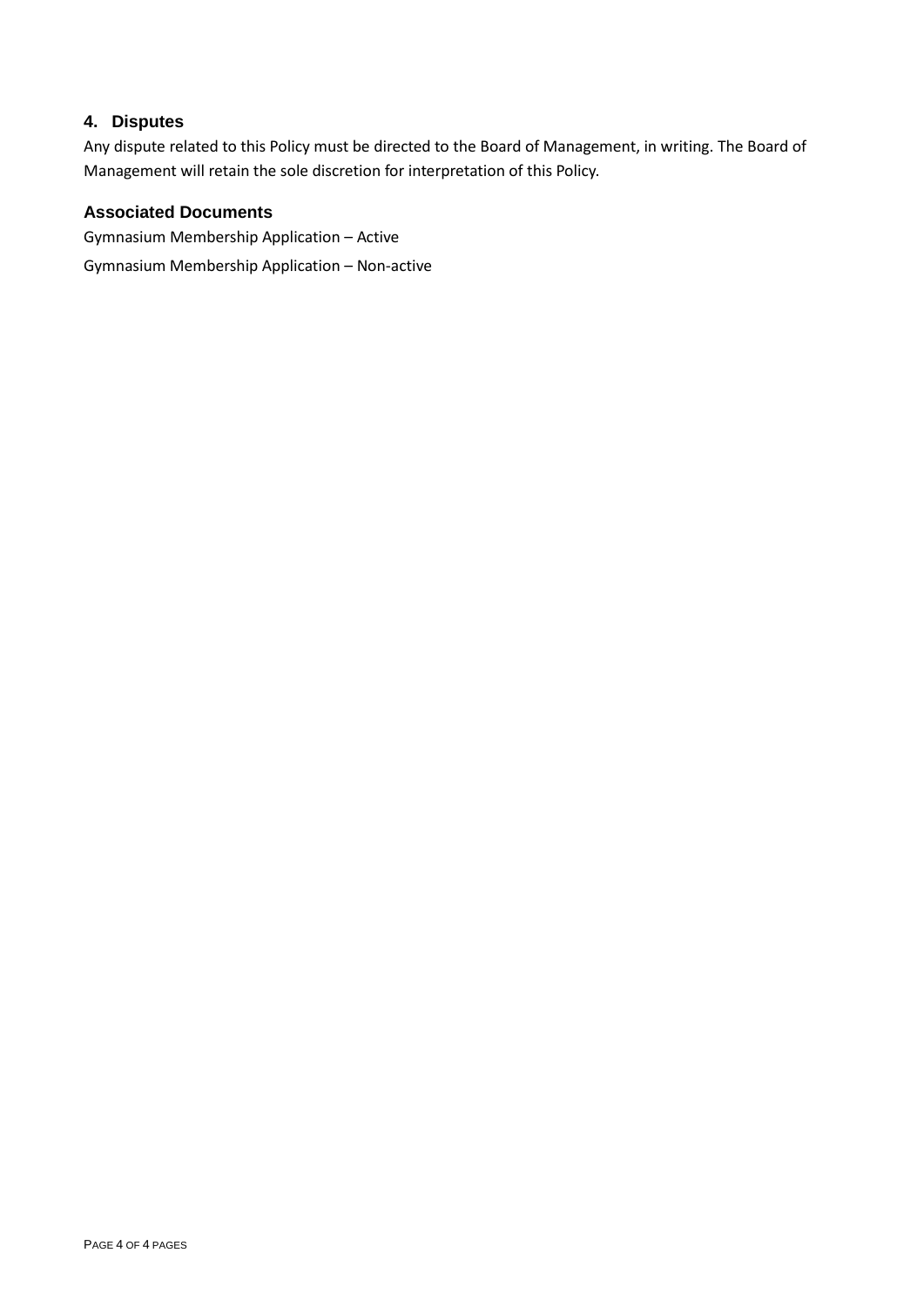## 4. Disputes

Any dispute related to this Policy must be directed to the Board of Management, in writing. The Board of Management will retain the sole discretion for interpretation of this Policy.

## Associated Documents

Gymnasium Membership Application – Active

Gymnasium Membership Application – Non-active